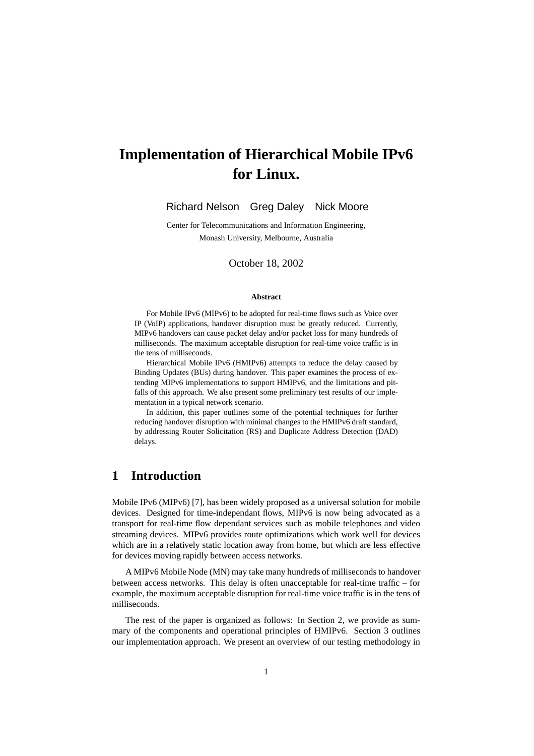# Implementation of Hierarchical Mobile IPv6 for Linux.

Richard Nelson Greg Daley Nick Moore

Center for Telecommunications and Information Engineering,
Monash University, Melbourne, Australia

October 18, 2002

**Abstract**

For Mobile IPv6 (MIPv6) to be adopted for real-time flows such as Voice over IP (VoIP) applications, handover disruption must be greatly reduced. Currently, MIPv6 handovers can cause packet delay and/or packet loss for many hundreds of milliseconds. The maximum acceptable disruption for real-time voice traffic is in the tens of milliseconds.

Hierarchical Mobile IPv6 (HMIPv6) attempts to reduce the delay caused by Binding Updates (BUs) during handover. This paper examines the process of extending MIPv6 implementations to support HMIPv6, and the limitations and pitfalls of this approach. We also present some preliminary test results of our implementation in a typical network scenario.

In addition, this paper outlines some of the potential techniques for further reducing handover disruption with minimal changes to the HMIPv6 draft standard, by addressing Router Solicitation (RS) and Duplicate Address Detection (DAD) delays.

## 1 Introduction

Mobile IPv6 (MIPv6) [7], has been widely proposed as a universal solution for mobile devices. Designed for time-independant flows, MIPv6 is now being advocated as a transport for real-time flow dependant services such as mobile telephones and video streaming devices. MIPv6 provides route optimizations which work well for devices which are in a relatively static location away from home, but which are less effective for devices moving rapidly between access networks.

A MIPv6 Mobile Node (MN) may take many hundreds of milliseconds to handover between access networks. This delay is often unacceptable for real-time traffic – for example, the maximum acceptable disruption for real-time voice traffic is in the tens of milliseconds.

The rest of the paper is organized as follows: In Section 2, we provide as summary of the components and operational principles of HMIPv6. Section 3 outlines our implementation approach. We present an overview of our testing methodology in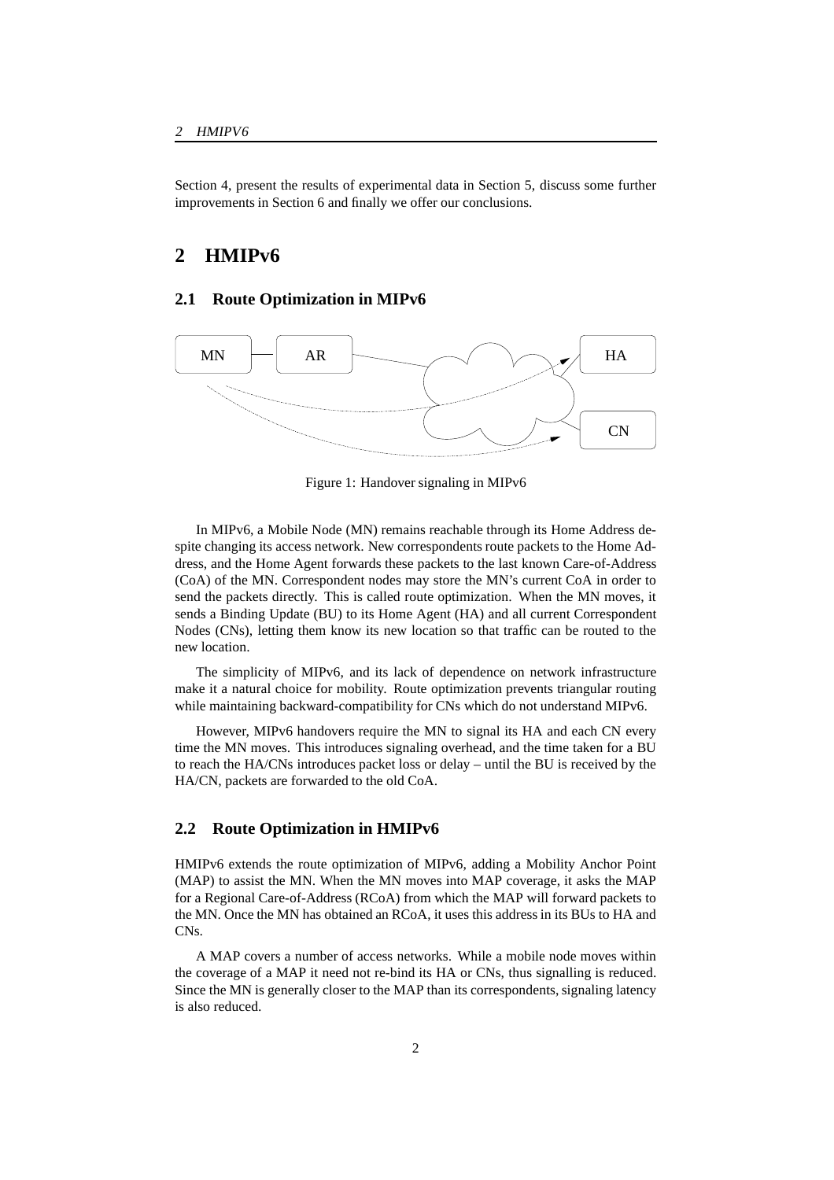Section 4, present the results of experimental data in Section 5, discuss some further improvements in Section 6 and finally we offer our conclusions.

# 2 HMIPv6

## 2.1 Route Optimization in MIPv6

Figure 1: Handover signaling in MIPv6

In MIPv6, a Mobile Node (MN) remains reachable through its Home Address despite changing its access network. New correspondents route packets to the Home Address, and the Home Agent forwards these packets to the last known Care-of-Address (CoA) of the MN. Correspondent nodes may store the MN's current CoA in order to send the packets directly. This is called route optimization. When the MN moves, it sends a Binding Update (BU) to its Home Agent (HA) and all current Correspondent Nodes (CNs), letting them know its new location so that traffic can be routed to the new location.

The simplicity of MIPv6, and its lack of dependence on network infrastructure make it a natural choice for mobility. Route optimization prevents triangular routing while maintaining backward-compatibility for CNs which do not understand MIPv6.

However, MIPv6 handovers require the MN to signal its HA and each CN every time the MN moves. This introduces signaling overhead, and the time taken for a BU to reach the HA/CNs introduces packet loss or delay – until the BU is received by the HA/CN, packets are forwarded to the old CoA.

## 2.2 Route Optimization in HMIPv6

HMIPv6 extends the route optimization of MIPv6, adding a Mobility Anchor Point (MAP) to assist the MN. When the MN moves into MAP coverage, it asks the MAP for a Regional Care-of-Address (RCoA) from which the MAP will forward packets to the MN. Once the MN has obtained an RCoA, it uses this address in its BUs to HA and CNs.

A MAP covers a number of access networks. While a mobile node moves within the coverage of a MAP it need not re-bind its HA or CNs, thus signalling is reduced. Since the MN is generally closer to the MAP than its correspondents, signaling latency is also reduced.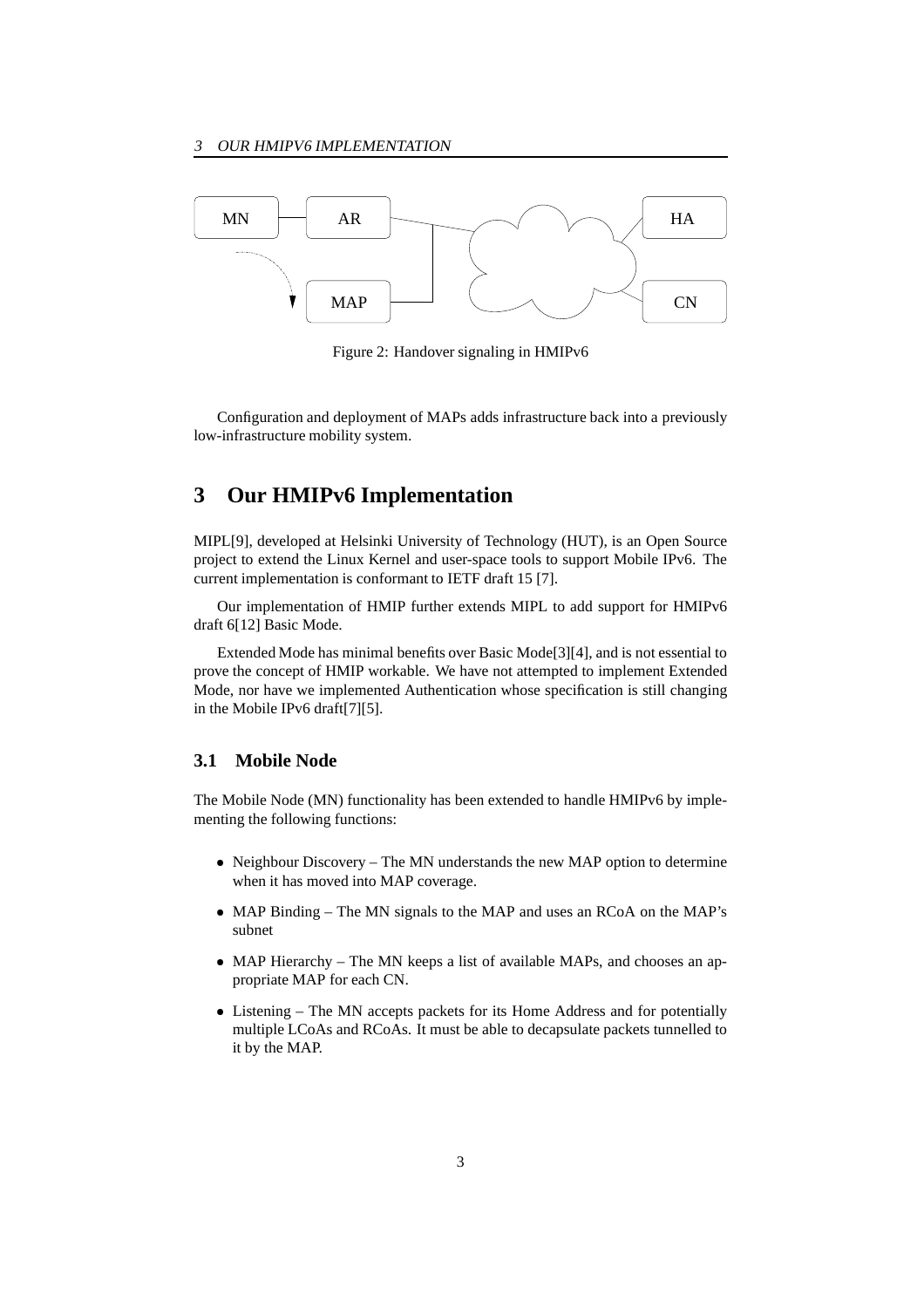Figure 2: Handover signaling in HMIPv6

Configuration and deployment of MAPs adds infrastructure back into a previously low-infrastructure mobility system.

# 3 Our HMIPv6 Implementation

MIPL[9], developed at Helsinki University of Technology (HUT), is an Open Source project to extend the Linux Kernel and user-space tools to support Mobile IPv6. The current implementation is conformant to IETF draft 15 [7].

Our implementation of HMIP further extends MIPL to add support for HMIPv6 draft 6[12] Basic Mode.

Extended Mode has minimal benefits over Basic Mode[3][4], and is not essential to prove the concept of HMIP workable. We have not attempted to implement Extended Mode, nor have we implemented Authentication whose specification is still changing in the Mobile IPv6 draft[7][5].

## 3.1 Mobile Node

The Mobile Node (MN) functionality has been extended to handle HMIPv6 by implementing the following functions:

- Neighbour Discovery – The MN understands the new MAP option to determine when it has moved into MAP coverage.
- MAP Binding – The MN signals to the MAP and uses an RCoA on the MAP's subnet
- MAP Hierarchy – The MN keeps a list of available MAPs, and chooses an appropriate MAP for each CN.
- Listening – The MN accepts packets for its Home Address and for potentially multiple LCoAs and RCoAs. It must be able to decapsulate packets tunnelled to it by the MAP.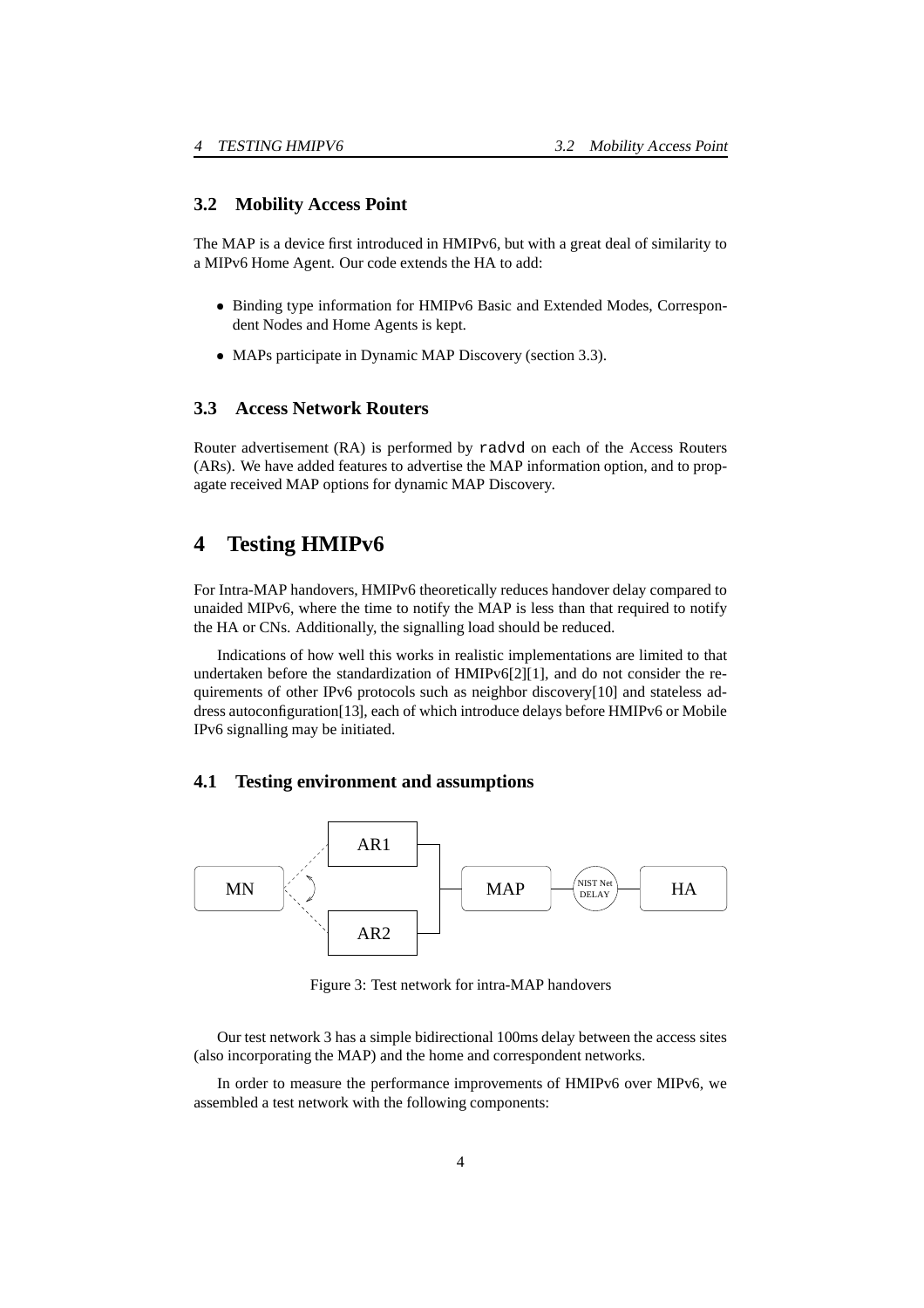### 3.2 Mobility Access Point

The MAP is a device first introduced in HMIPv6, but with a great deal of similarity to a MIPv6 Home Agent. Our code extends the HA to add:

- Binding type information for HMIPv6 Basic and Extended Modes, Correspondent Nodes and Home Agents is kept.
- MAPs participate in Dynamic MAP Discovery (section 3.3).

### 3.3 Access Network Routers

Router advertisement (RA) is performed by `radvd` on each of the Access Routers (ARs). We have added features to advertise the MAP information option, and to propagate received MAP options for dynamic MAP Discovery.

## 4 Testing HMIPv6

For Intra-MAP handovers, HMIPv6 theoretically reduces handover delay compared to unaided MIPv6, where the time to notify the MAP is less than that required to notify the HA or CNs. Additionally, the signalling load should be reduced.

Indications of how well this works in realistic implementations are limited to that undertaken before the standardization of HMIPv6[2][1], and do not consider the requirements of other IPv6 protocols such as neighbor discovery[10] and stateless address autoconfiguration[13], each of which introduce delays before HMIPv6 or Mobile IPv6 signalling may be initiated.

### 4.1 Testing environment and assumptions

Figure 3: Test network for intra-MAP handovers

Our test network 3 has a simple bidirectional 100ms delay between the access sites (also incorporating the MAP) and the home and correspondent networks.

In order to measure the performance improvements of HMIPv6 over MIPv6, we assembled a test network with the following components: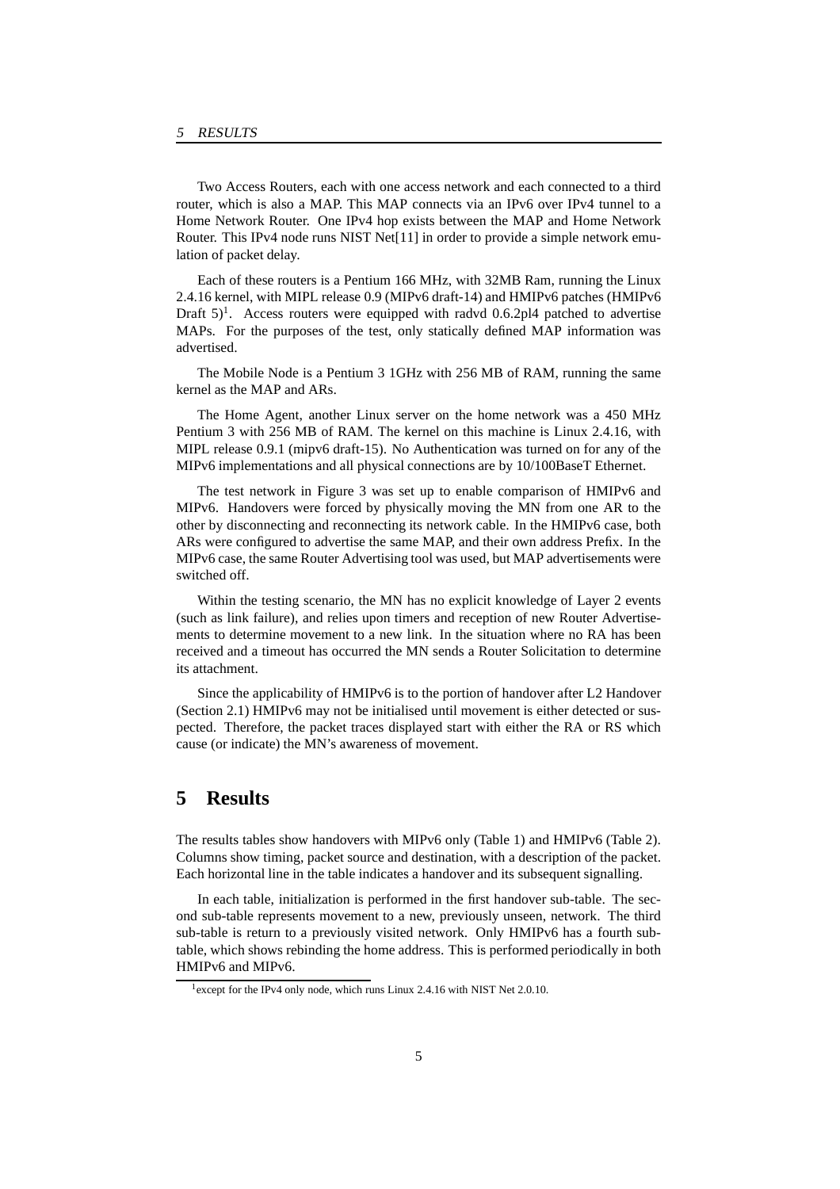Two Access Routers, each with one access network and each connected to a third router, which is also a MAP. This MAP connects via an IPv6 over IPv4 tunnel to a Home Network Router. One IPv4 hop exists between the MAP and Home Network Router. This IPv4 node runs NIST Net[11] in order to provide a simple network emulation of packet delay.

Each of these routers is a Pentium 166 MHz, with 32MB Ram, running the Linux 2.4.16 kernel, with MIPL release 0.9 (MIPv6 draft-14) and HMIPv6 patches (HMIPv6 Draft 5)[1]. Access routers were equipped with radvd 0.6.2pl4 patched to advertise MAPs. For the purposes of the test, only statically defined MAP information was advertised.

The Mobile Node is a Pentium 3 1GHz with 256 MB of RAM, running the same kernel as the MAP and ARs.

The Home Agent, another Linux server on the home network was a 450 MHz Pentium 3 with 256 MB of RAM. The kernel on this machine is Linux 2.4.16, with MIPL release 0.9.1 (mipv6 draft-15). No Authentication was turned on for any of the MIPv6 implementations and all physical connections are by 10/100BaseT Ethernet.

The test network in Figure 3 was set up to enable comparison of HMIPv6 and MIPv6. Handovers were forced by physically moving the MN from one AR to the other by disconnecting and reconnecting its network cable. In the HMIPv6 case, both ARs were configured to advertise the same MAP, and their own address Prefix. In the MIPv6 case, the same Router Advertising tool was used, but MAP advertisements were switched off.

Within the testing scenario, the MN has no explicit knowledge of Layer 2 events (such as link failure), and relies upon timers and reception of new Router Advertisements to determine movement to a new link. In the situation where no RA has been received and a timeout has occurred the MN sends a Router Solicitation to determine its attachment.

Since the applicability of HMIPv6 is to the portion of handover after L2 Handover (Section 2.1) HMIPv6 may not be initialised until movement is either detected or suspected. Therefore, the packet traces displayed start with either the RA or RS which cause (or indicate) the MN's awareness of movement.

# 5 Results

The results tables show handovers with MIPv6 only (Table 1) and HMIPv6 (Table 2). Columns show timing, packet source and destination, with a description of the packet. Each horizontal line in the table indicates a handover and its subsequent signalling.

In each table, initialization is performed in the first handover sub-table. The second sub-table represents movement to a new, previously unseen, network. The third sub-table is return to a previously visited network. Only HMIPv6 has a fourth sub-table, which shows rebinding the home address. This is performed periodically in both HMIPv6 and MIPv6.

[1] except for the IPv4 only node, which runs Linux 2.4.16 with NIST Net 2.0.10.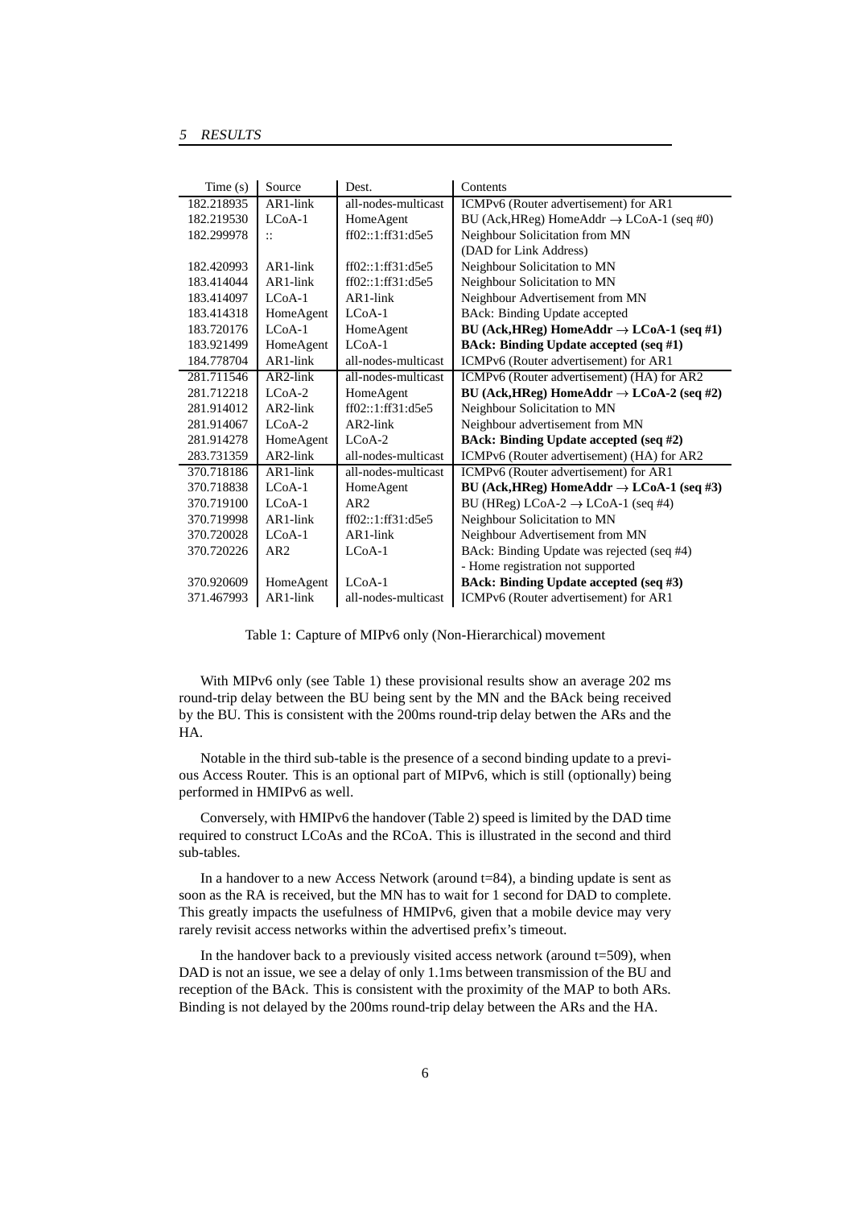| Time (s) | Source | Dest. | Contents |
|---|---|---|---|
| 182.218935 | AR1-link | all-nodes-multicast | ICMPv6 (Router advertisement) for AR1 |
| 182.219530 | LCoA-1 | HomeAgent | BU (Ack,HReg) HomeAddr → LCoA-1 (seq #0) |
| 182.299978 | :: | ff02::1:ff31:d5e5 | Neighbour Solicitation from MN (DAD for Link Address) |
| 182.420993 | AR1-link | ff02::1:ff31:d5e5 | Neighbour Solicitation to MN |
| 183.414044 | AR1-link | ff02::1:ff31:d5e5 | Neighbour Solicitation to MN |
| 183.414097 | LCoA-1 | AR1-link | Neighbour Advertisement from MN |
| 183.414318 | HomeAgent | LCoA-1 | BAck: Binding Update accepted |
| 183.720176 | LCoA-1 | HomeAgent | **BU (Ack,HReg) HomeAddr → LCoA-1 (seq #1)** |
| 183.921499 | HomeAgent | LCoA-1 | **BAck: Binding Update accepted (seq #1)** |
| 184.778704 | AR1-link | all-nodes-multicast | ICMPv6 (Router advertisement) for AR1 |
| 281.711546 | AR2-link | all-nodes-multicast | ICMPv6 (Router advertisement) (HA) for AR2 |
| 281.712218 | LCoA-2 | HomeAgent | **BU (Ack,HReg) HomeAddr → LCoA-2 (seq #2)** |
| 281.914012 | AR2-link | ff02::1:ff31:d5e5 | Neighbour Solicitation to MN |
| 281.914067 | LCoA-2 | AR2-link | Neighbour advertisement from MN |
| 281.914278 | HomeAgent | LCoA-2 | **BAck: Binding Update accepted (seq #2)** |
| 283.731359 | AR2-link | all-nodes-multicast | ICMPv6 (Router advertisement) (HA) for AR2 |
| 370.718186 | AR1-link | all-nodes-multicast | ICMPv6 (Router advertisement) for AR1 |
| 370.718838 | LCoA-1 | HomeAgent | **BU (Ack,HReg) HomeAddr → LCoA-1 (seq #3)** |
| 370.719100 | LCoA-1 | AR2 | BU (HReg) LCoA-2 → LCoA-1 (seq #4) |
| 370.719998 | AR1-link | ff02::1:ff31:d5e5 | Neighbour Solicitation to MN |
| 370.720028 | LCoA-1 | AR1-link | Neighbour Advertisement from MN |
| 370.720226 | AR2 | LCoA-1 | BAck: Binding Update was rejected (seq #4) - Home registration not supported |
| 370.920609 | HomeAgent | LCoA-1 | **BAck: Binding Update accepted (seq #3)** |
| 371.467993 | AR1-link | all-nodes-multicast | ICMPv6 (Router advertisement) for AR1 |

Table 1: Capture of MIPv6 only (Non-Hierarchical) movement

With MIPv6 only (see Table 1) these provisional results show an average 202 ms round-trip delay between the BU being sent by the MN and the BAck being received by the BU. This is consistent with the 200ms round-trip delay betwen the ARs and the HA.

Notable in the third sub-table is the presence of a second binding update to a previous Access Router. This is an optional part of MIPv6, which is still (optionally) being performed in HMIPv6 as well.

Conversely, with HMIPv6 the handover (Table 2) speed is limited by the DAD time required to construct LCoAs and the RCoA. This is illustrated in the second and third sub-tables.

In a handover to a new Access Network (around t=84), a binding update is sent as soon as the RA is received, but the MN has to wait for 1 second for DAD to complete. This greatly impacts the usefulness of HMIPv6, given that a mobile device may very rarely revisit access networks within the advertised prefix's timeout.

In the handover back to a previously visited access network (around t=509), when DAD is not an issue, we see a delay of only 1.1ms between transmission of the BU and reception of the BAck. This is consistent with the proximity of the MAP to both ARs. Binding is not delayed by the 200ms round-trip delay between the ARs and the HA.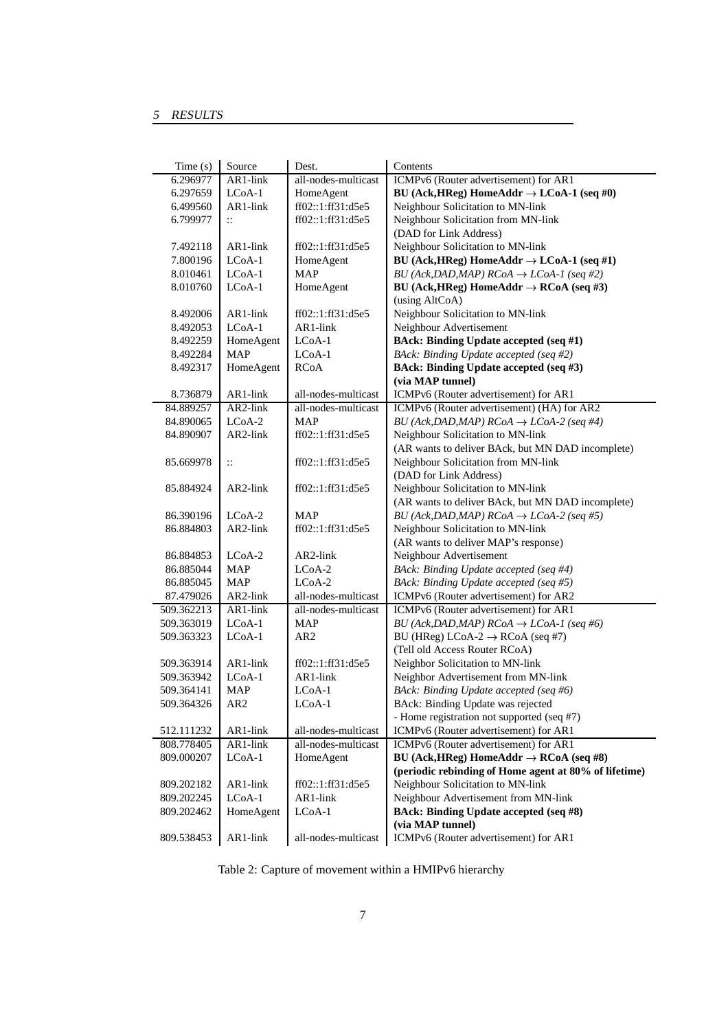| Time (s) | Source | Dest. | Contents |
|---|---|---|---|
| 6.296977 | AR1-link | all-nodes-multicast | ICMPv6 (Router advertisement) for AR1 |
| 6.297659 | LCoA-1 | HomeAgent | **BU (Ack,HReg) HomeAddr → LCoA-1 (seq #0)** |
| 6.499560 | AR1-link | ff02::1:ff31:d5e5 | Neighbour Solicitation to MN-link |
| 6.799977 | :: | ff02::1:ff31:d5e5 | Neighbour Solicitation from MN-link (DAD for Link Address) |
| 7.492118 | AR1-link | ff02::1:ff31:d5e5 | Neighbour Solicitation to MN-link |
| 7.800196 | LCoA-1 | HomeAgent | **BU (Ack,HReg) HomeAddr → LCoA-1 (seq #1)** |
| 8.010461 | LCoA-1 | MAP | *BU (Ack,DAD,MAP) RCoA → LCoA-1 (seq #2)* |
| 8.010760 | LCoA-1 | HomeAgent | **BU (Ack,HReg) HomeAddr → RCoA (seq #3)** (using AltCoA) |
| 8.492006 | AR1-link | ff02::1:ff31:d5e5 | Neighbour Solicitation to MN-link |
| 8.492053 | LCoA-1 | AR1-link | Neighbour Advertisement |
| 8.492259 | HomeAgent | LCoA-1 | **BAck: Binding Update accepted (seq #1)** |
| 8.492284 | MAP | LCoA-1 | *BAck: Binding Update accepted (seq #2)* |
| 8.492317 | HomeAgent | RCoA | **BAck: Binding Update accepted (seq #3) (via MAP tunnel)** |
| 8.736879 | AR1-link | all-nodes-multicast | ICMPv6 (Router advertisement) for AR1 |
| 84.889257 | AR2-link | all-nodes-multicast | ICMPv6 (Router advertisement) (HA) for AR2 |
| 84.890065 | LCoA-2 | MAP | *BU (Ack,DAD,MAP) RCoA → LCoA-2 (seq #4)* |
| 84.890907 | AR2-link | ff02::1:ff31:d5e5 | Neighbour Solicitation to MN-link (AR wants to deliver BAck, but MN DAD incomplete) |
| 85.669978 | :: | ff02::1:ff31:d5e5 | Neighbour Solicitation from MN-link (DAD for Link Address) |
| 85.884924 | AR2-link | ff02::1:ff31:d5e5 | Neighbour Solicitation to MN-link (AR wants to deliver BAck, but MN DAD incomplete) |
| 86.390196 | LCoA-2 | MAP | *BU (Ack,DAD,MAP) RCoA → LCoA-2 (seq #5)* |
| 86.884803 | AR2-link | ff02::1:ff31:d5e5 | Neighbour Solicitation to MN-link (AR wants to deliver MAP's response) |
| 86.884853 | LCoA-2 | AR2-link | Neighbour Advertisement |
| 86.885044 | MAP | LCoA-2 | *BAck: Binding Update accepted (seq #4)* |
| 86.885045 | MAP | LCoA-2 | *BAck: Binding Update accepted (seq #5)* |
| 87.479026 | AR2-link | all-nodes-multicast | ICMPv6 (Router advertisement) for AR2 |
| 509.362213 | AR1-link | all-nodes-multicast | ICMPv6 (Router advertisement) for AR1 |
| 509.363019 | LCoA-1 | MAP | *BU (Ack,DAD,MAP) RCoA → LCoA-1 (seq #6)* |
| 509.363323 | LCoA-1 | AR2 | BU (HReg) LCoA-2 → RCoA (seq #7) (Tell old Access Router RCoA) |
| 509.363914 | AR1-link | ff02::1:ff31:d5e5 | Neighbor Solicitation to MN-link |
| 509.363942 | LCoA-1 | AR1-link | Neighbor Advertisement from MN-link |
| 509.364141 | MAP | LCoA-1 | *BAck: Binding Update accepted (seq #6)* |
| 509.364326 | AR2 | LCoA-1 | BAck: Binding Update was rejected - Home registration not supported (seq #7) |
| 512.111232 | AR1-link | all-nodes-multicast | ICMPv6 (Router advertisement) for AR1 |
| 808.778405 | AR1-link | all-nodes-multicast | ICMPv6 (Router advertisement) for AR1 |
| 809.000207 | LCoA-1 | HomeAgent | **BU (Ack,HReg) HomeAddr → RCoA (seq #8) (periodic rebinding of Home agent at 80% of lifetime)** |
| 809.202182 | AR1-link | ff02::1:ff31:d5e5 | Neighbour Solicitation to MN-link |
| 809.202245 | LCoA-1 | AR1-link | Neighbour Advertisement from MN-link |
| 809.202462 | HomeAgent | LCoA-1 | **BAck: Binding Update accepted (seq #8) (via MAP tunnel)** |
| 809.538453 | AR1-link | all-nodes-multicast | ICMPv6 (Router advertisement) for AR1 |

Table 2: Capture of movement within a HMIPv6 hierarchy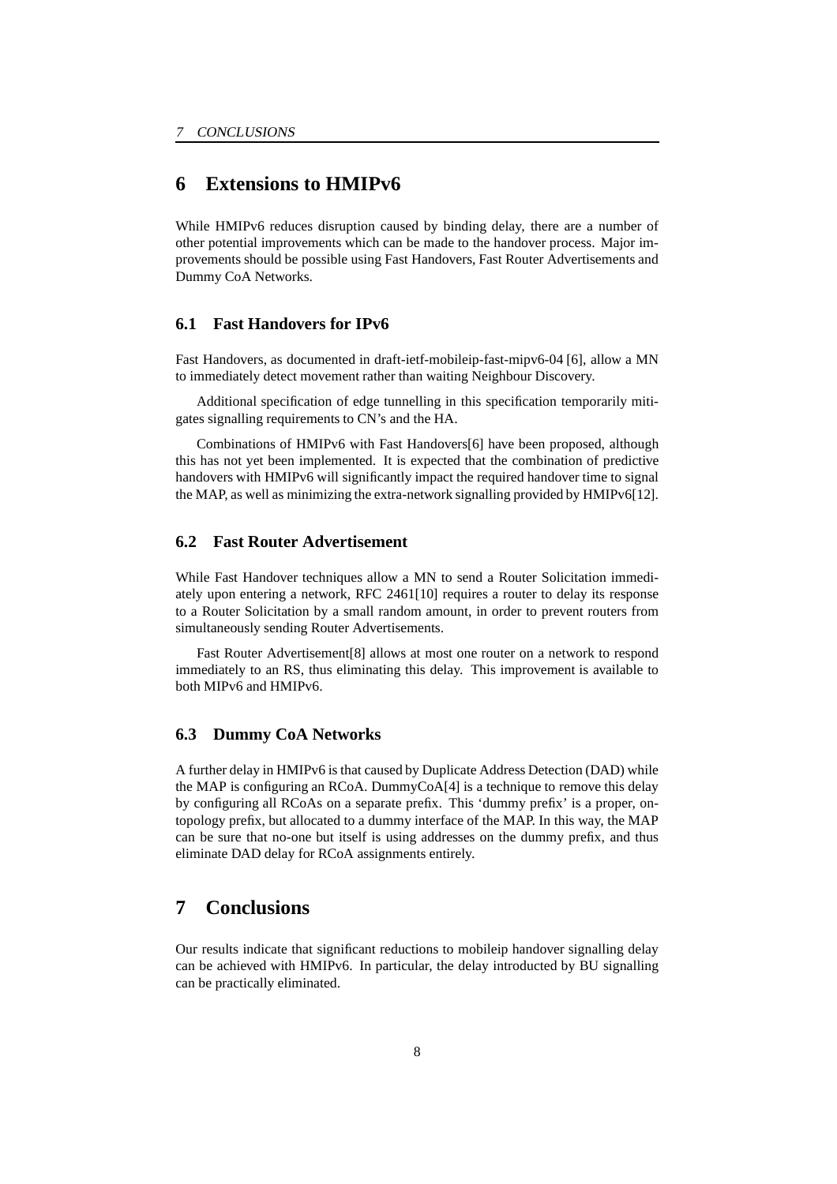## 6 Extensions to HMIPv6

While HMIPv6 reduces disruption caused by binding delay, there are a number of other potential improvements which can be made to the handover process. Major improvements should be possible using Fast Handovers, Fast Router Advertisements and Dummy CoA Networks.

### 6.1 Fast Handovers for IPv6

Fast Handovers, as documented in draft-ietf-mobileip-fast-mipv6-04 [6], allow a MN to immediately detect movement rather than waiting Neighbour Discovery.

Additional specification of edge tunnelling in this specification temporarily mitigates signalling requirements to CN's and the HA.

Combinations of HMIPv6 with Fast Handovers[6] have been proposed, although this has not yet been implemented. It is expected that the combination of predictive handovers with HMIPv6 will significantly impact the required handover time to signal the MAP, as well as minimizing the extra-network signalling provided by HMIPv6[12].

### 6.2 Fast Router Advertisement

While Fast Handover techniques allow a MN to send a Router Solicitation immediately upon entering a network, RFC 2461[10] requires a router to delay its response to a Router Solicitation by a small random amount, in order to prevent routers from simultaneously sending Router Advertisements.

Fast Router Advertisement[8] allows at most one router on a network to respond immediately to an RS, thus eliminating this delay. This improvement is available to both MIPv6 and HMIPv6.

### 6.3 Dummy CoA Networks

A further delay in HMIPv6 is that caused by Duplicate Address Detection (DAD) while the MAP is configuring an RCoA. DummyCoA[4] is a technique to remove this delay by configuring all RCoAs on a separate prefix. This 'dummy prefix' is a proper, on-topology prefix, but allocated to a dummy interface of the MAP. In this way, the MAP can be sure that no-one but itself is using addresses on the dummy prefix, and thus eliminate DAD delay for RCoA assignments entirely.

## 7 Conclusions

Our results indicate that significant reductions to mobileip handover signalling delay can be achieved with HMIPv6. In particular, the delay introducted by BU signalling can be practically eliminated.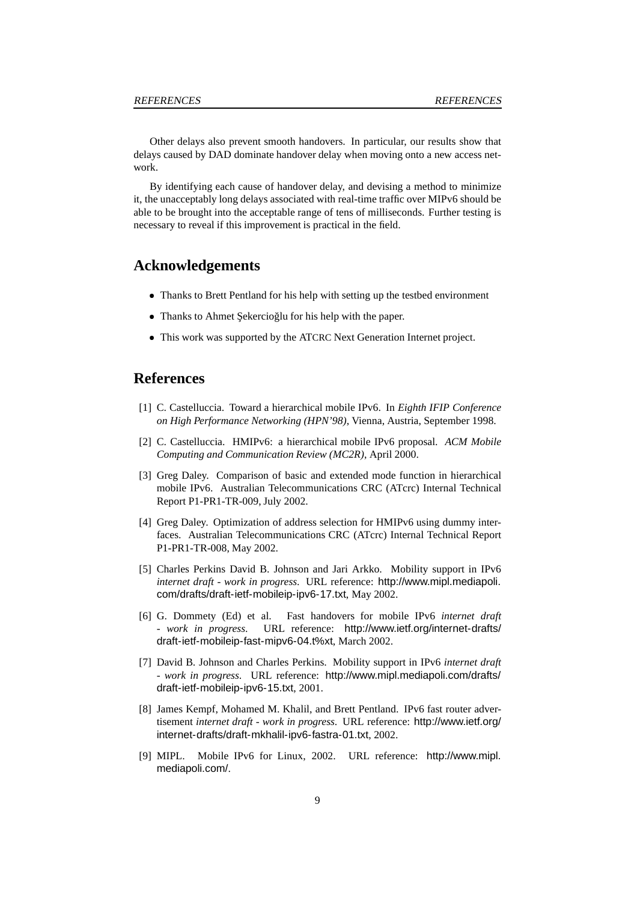Other delays also prevent smooth handovers. In particular, our results show that delays caused by DAD dominate handover delay when moving onto a new access network.

By identifying each cause of handover delay, and devising a method to minimize it, the unacceptably long delays associated with real-time traffic over MIPv6 should be able to be brought into the acceptable range of tens of milliseconds. Further testing is necessary to reveal if this improvement is practical in the field.

## Acknowledgements

- Thanks to Brett Pentland for his help with setting up the testbed environment
- Thanks to Ahmet Şekercioğlu for his help with the paper.
- This work was supported by the ATCRC Next Generation Internet project.

## References

[1] C. Castelluccia. Toward a hierarchical mobile IPv6. In *Eighth IFIP Conference on High Performance Networking (HPN'98)*, Vienna, Austria, September 1998.

[2] C. Castelluccia. HMIPv6: a hierarchical mobile IPv6 proposal. *ACM Mobile Computing and Communication Review (MC2R)*, April 2000.

[3] Greg Daley. Comparison of basic and extended mode function in hierarchical mobile IPv6. Australian Telecommunications CRC (ATcrc) Internal Technical Report P1-PR1-TR-009, July 2002.

[4] Greg Daley. Optimization of address selection for HMIPv6 using dummy interfaces. Australian Telecommunications CRC (ATcrc) Internal Technical Report P1-PR1-TR-008, May 2002.

[5] Charles Perkins David B. Johnson and Jari Arkko. Mobility support in IPv6 *internet draft - work in progress*. URL reference: http://www.mipl.mediapoli.com/drafts/draft-ietf-mobileip-ipv6-17.txt, May 2002.

[6] G. Dommety (Ed) et al. Fast handovers for mobile IPv6 *internet draft - work in progress*. URL reference: http://www.ietf.org/internet-drafts/draft-ietf-mobileip-fast-mipv6-04.t%xt, March 2002.

[7] David B. Johnson and Charles Perkins. Mobility support in IPv6 *internet draft - work in progress*. URL reference: http://www.mipl.mediapoli.com/drafts/draft-ietf-mobileip-ipv6-15.txt, 2001.

[8] James Kempf, Mohamed M. Khalil, and Brett Pentland. IPv6 fast router advertisement *internet draft - work in progress*. URL reference: http://www.ietf.org/internet-drafts/draft-mkhalil-ipv6-fastra-01.txt, 2002.

[9] MIPL. Mobile IPv6 for Linux, 2002. URL reference: http://www.mipl.mediapoli.com/.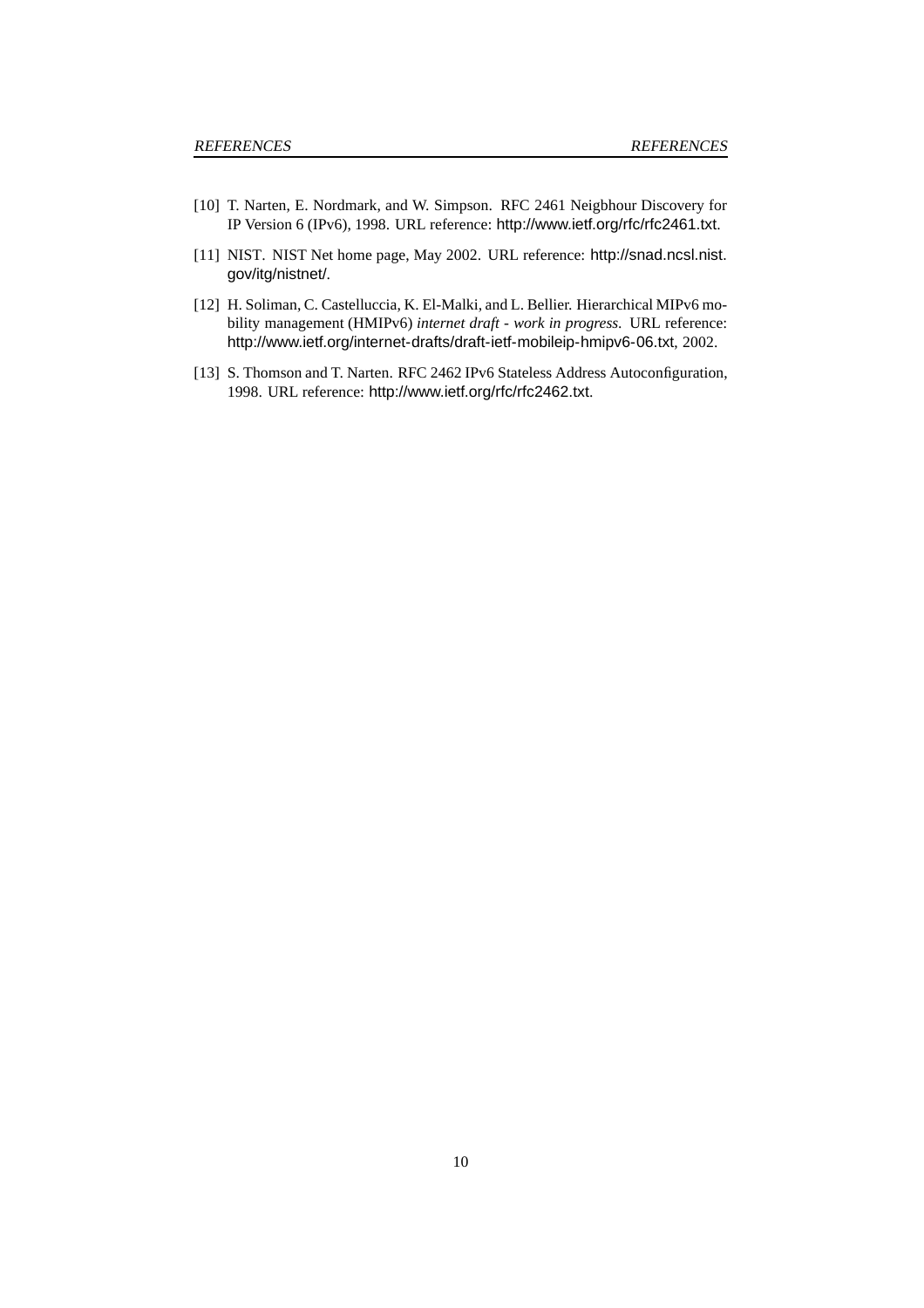[10] T. Narten, E. Nordmark, and W. Simpson. RFC 2461 Neigbhour Discovery for IP Version 6 (IPv6), 1998. URL reference: http://www.ietf.org/rfc/rfc2461.txt.

[11] NIST. NIST Net home page, May 2002. URL reference: http://snad.ncsl.nist.gov/itg/nistnet/.

[12] H. Soliman, C. Castelluccia, K. El-Malki, and L. Bellier. Hierarchical MIPv6 mobility management (HMIPv6) *internet draft - work in progress*. URL reference: http://www.ietf.org/internet-drafts/draft-ietf-mobileip-hmipv6-06.txt, 2002.

[13] S. Thomson and T. Narten. RFC 2462 IPv6 Stateless Address Autoconfiguration, 1998. URL reference: http://www.ietf.org/rfc/rfc2462.txt.